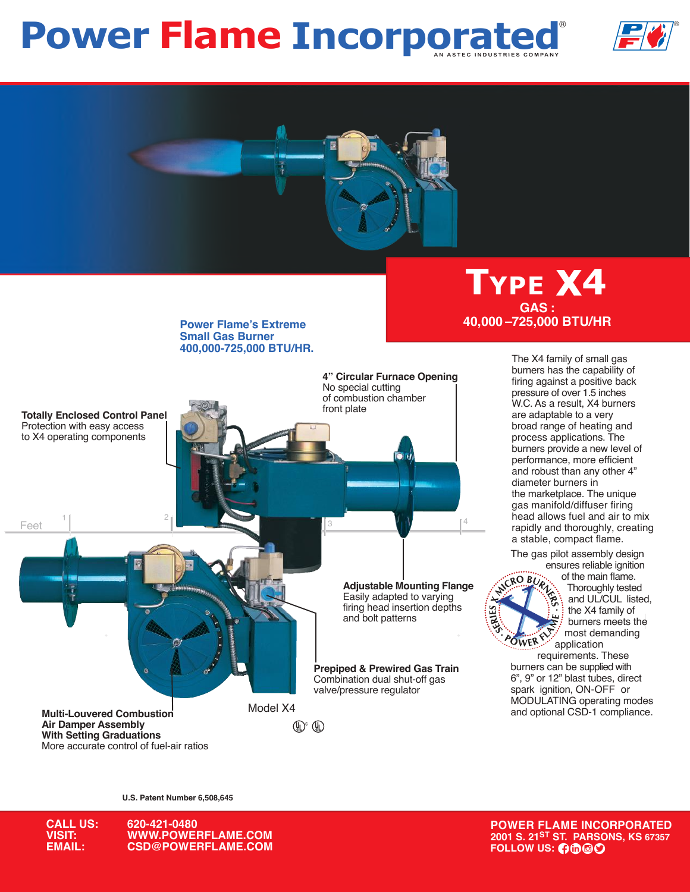# Power Flame Incorporated®

AN ASTEC INDUSTRIES COMPANY

## TYPE X4

**GAS :**
**40,000 – 725,000 BTU/HR**

**Power Flame's Extreme Small Gas Burner 400,000-725,000 BTU/HR.**

**4" Circular Furnace Opening**
No special cutting of combustion chamber front plate

**Totally Enclosed Control Panel**
Protection with easy access to X4 operating components

**Adjustable Mounting Flange**
Easily adapted to varying firing head insertion depths and bolt patterns

**Prepiped & Prewired Gas Train**
Combination dual shut-off gas valve/pressure regulator

**Multi-Louvered Combustion Air Damper Assembly With Setting Graduations**
More accurate control of fuel-air ratios

Model X4

The X4 family of small gas burners has the capability of firing against a positive back pressure of over 1.5 inches W.C. As a result, X4 burners are adaptable to a very broad range of heating and process applications. The burners provide a new level of performance, more efficient and robust than any other 4" diameter burners in the marketplace. The unique gas manifold/diffuser firing head allows fuel and air to mix rapidly and thoroughly, creating a stable, compact flame.

The gas pilot assembly design ensures reliable ignition of the main flame. Thoroughly tested and UL/CUL listed, the X4 family of burners meets the most demanding application requirements. These burners can be supplied with 6", 9" or 12" blast tubes, direct spark ignition, ON-OFF or MODULATING operating modes and optional CSD-1 compliance.

U.S. Patent Number 6,508,645

**CALL US:** 620-421-0480
**VISIT:** WWW.POWERFLAME.COM
**EMAIL:** CSD@POWERFLAME.COM

**POWER FLAME INCORPORATED**
**2001 S. 21ST ST. PARSONS, KS 67357**
**FOLLOW US:**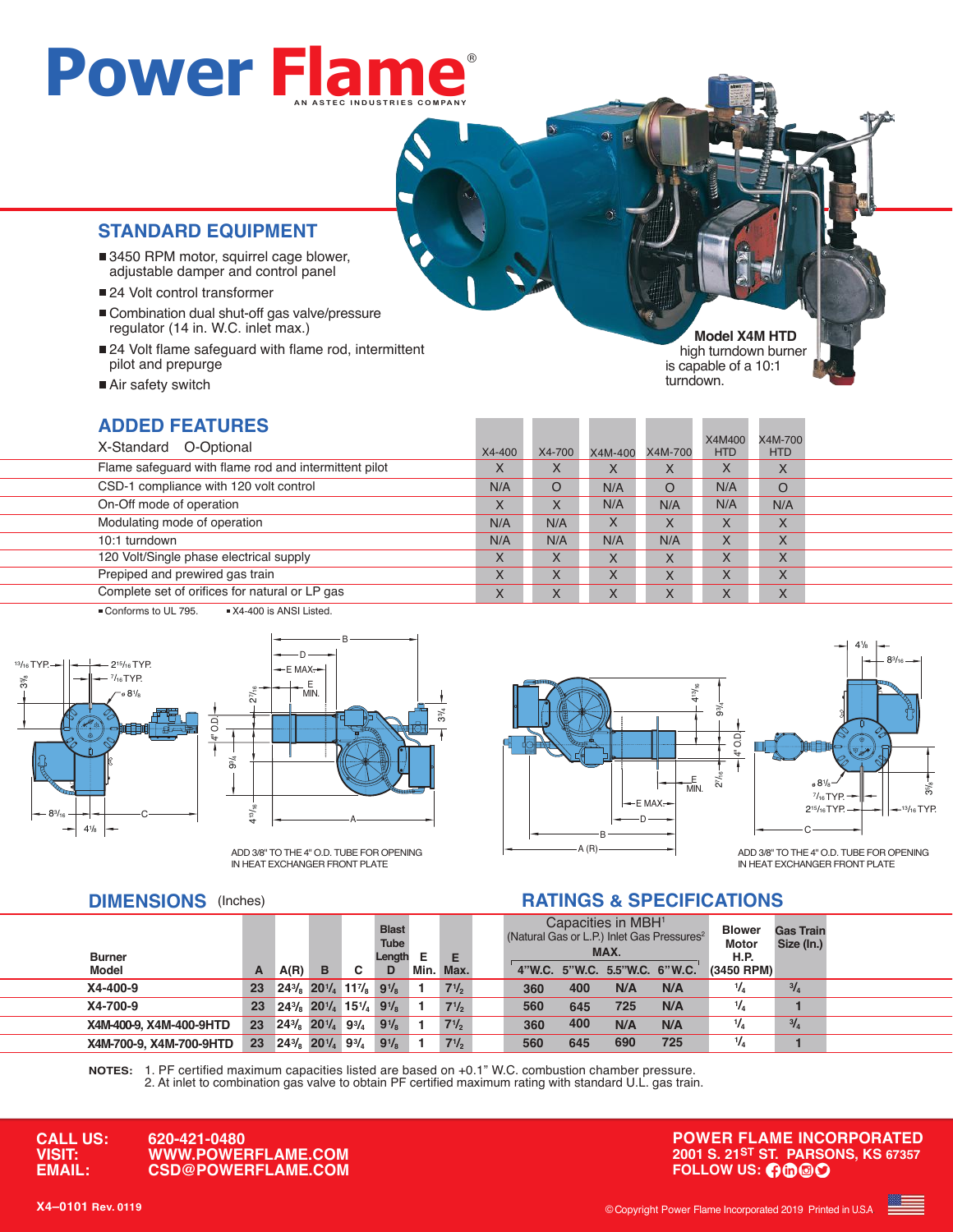# Power Flame®

AN ASTEC INDUSTRIES COMPANY

## STANDARD EQUIPMENT

- 3450 RPM motor, squirrel cage blower, adjustable damper and control panel
- 24 Volt control transformer
- Combination dual shut-off gas valve/pressure regulator (14 in. W.C. inlet max.)
- 24 Volt flame safeguard with flame rod, intermittent pilot and prepurge
- Air safety switch

**Model X4M HTD** high turndown burner is capable of a 10:1 turndown.

## ADDED FEATURES

X-Standard O-Optional

| | X4-400 | X4-700 | X4M-400 | X4M-700 | X4M400 HTD | X4M-700 HTD |
|---|---|---|---|---|---|---|
| Flame safeguard with flame rod and intermittent pilot | X | X | X | X | X | X |
| CSD-1 compliance with 120 volt control | N/A | O | N/A | O | N/A | O |
| On-Off mode of operation | X | X | N/A | N/A | N/A | N/A |
| Modulating mode of operation | N/A | N/A | X | X | X | X |
| 10:1 turndown | N/A | N/A | N/A | N/A | X | X |
| 120 Volt/Single phase electrical supply | X | X | X | X | X | X |
| Prepiped and prewired gas train | X | X | X | X | X | X |
| Complete set of orifices for natural or LP gas | X | X | X | X | X | X |

- Conforms to UL 795.
- X4-400 is ANSI Listed.

ADD 3/8" TO THE 4" O.D. TUBE FOR OPENING IN HEAT EXCHANGER FRONT PLATE

ADD 3/8" TO THE 4" O.D. TUBE FOR OPENING IN HEAT EXCHANGER FRONT PLATE

## DIMENSIONS (Inches) / RATINGS & SPECIFICATIONS

| Burner Model | A | A(R) | B | C | Blast Tube Length D | E Min. | E Max. | Capacities in MBH[1] (Natural Gas or L.P.) Inlet Gas Pressures[2] MAX. 4"W.C. | 5"W.C. | 5.5"W.C. | 6"W.C. | Blower Motor H.P. (3450 RPM) | Gas Train Size (In.) |
|---|---|---|---|---|---|---|---|---|---|---|---|---|---|
| X4-400-9 | 23 | 24 3/8 | 20 1/4 | 11 7/8 | 9 1/8 | 1 | 7 1/2 | 360 | 400 | N/A | N/A | 1/4 | 3/4 |
| X4-700-9 | 23 | 24 3/8 | 20 1/4 | 15 1/4 | 9 1/8 | 1 | 7 1/2 | 560 | 645 | 725 | N/A | 1/4 | 1 |
| X4M-400-9, X4M-400-9HTD | 23 | 24 3/8 | 20 1/4 | 9 3/4 | 9 1/8 | 1 | 7 1/2 | 360 | 400 | N/A | N/A | 1/4 | 3/4 |
| X4M-700-9, X4M-700-9HTD | 23 | 24 3/8 | 20 1/4 | 9 3/4 | 9 1/8 | 1 | 7 1/2 | 560 | 645 | 690 | 725 | 1/4 | 1 |

**NOTES:** 1. PF certified maximum capacities listed are based on +0.1" W.C. combustion chamber pressure.
2. At inlet to combination gas valve to obtain PF certified maximum rating with standard U.L. gas train.

**CALL US:** 620-421-0480
**VISIT:** WWW.POWERFLAME.COM
**EMAIL:** CSD@POWERFLAME.COM

**POWER FLAME INCORPORATED**
**2001 S. 21ST ST. PARSONS, KS 67357**
**FOLLOW US:**

X4–0101 Rev. 0119

© Copyright Power Flame Incorporated 2019 Printed in U.S.A